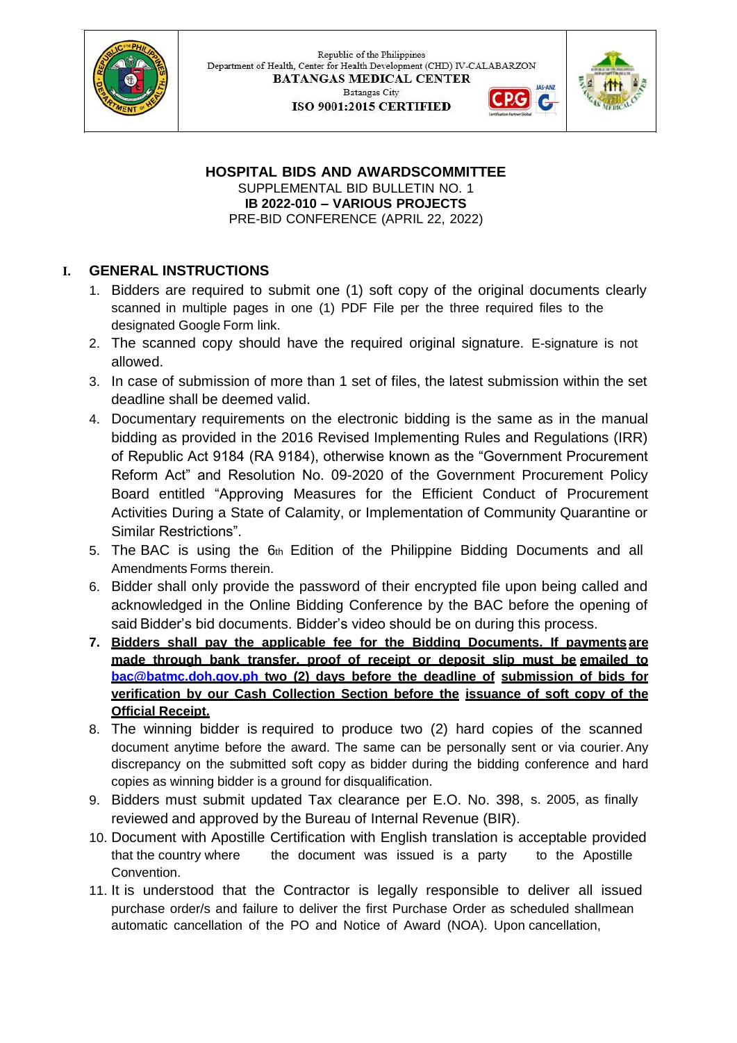Republic of the Philippines
Department of Health, Center for Health Development (CHD) IV-CALABARZON
**BATANGAS MEDICAL CENTER**
Batangas City
**ISO 9001:2015 CERTIFIED**

**HOSPITAL BIDS AND AWARDSCOMMITTEE**
SUPPLEMENTAL BID BULLETIN NO. 1
**IB 2022-010 – VARIOUS PROJECTS**
PRE-BID CONFERENCE (APRIL 22, 2022)

## I. GENERAL INSTRUCTIONS

1. Bidders are required to submit one (1) soft copy of the original documents clearly scanned in multiple pages in one (1) PDF File per the three required files to the designated Google Form link.
2. The scanned copy should have the required original signature. E-signature is not allowed.
3. In case of submission of more than 1 set of files, the latest submission within the set deadline shall be deemed valid.
4. Documentary requirements on the electronic bidding is the same as in the manual bidding as provided in the 2016 Revised Implementing Rules and Regulations (IRR) of Republic Act 9184 (RA 9184), otherwise known as the "Government Procurement Reform Act" and Resolution No. 09-2020 of the Government Procurement Policy Board entitled "Approving Measures for the Efficient Conduct of Procurement Activities During a State of Calamity, or Implementation of Community Quarantine or Similar Restrictions".
5. The BAC is using the 6th Edition of the Philippine Bidding Documents and all Amendments Forms therein.
6. Bidder shall only provide the password of their encrypted file upon being called and acknowledged in the Online Bidding Conference by the BAC before the opening of said Bidder's bid documents. Bidder's video should be on during this process.
7. **Bidders shall pay the applicable fee for the Bidding Documents. If payments are made through bank transfer, proof of receipt or deposit slip must be emailed to bac@batmc.doh.gov.ph two (2) days before the deadline of submission of bids for verification by our Cash Collection Section before the issuance of soft copy of the Official Receipt.**
8. The winning bidder is required to produce two (2) hard copies of the scanned document anytime before the award. The same can be personally sent or via courier. Any discrepancy on the submitted soft copy as bidder during the bidding conference and hard copies as winning bidder is a ground for disqualification.
9. Bidders must submit updated Tax clearance per E.O. No. 398, s. 2005, as finally reviewed and approved by the Bureau of Internal Revenue (BIR).
10. Document with Apostille Certification with English translation is acceptable provided that the country where the document was issued is a party to the Apostille Convention.
11. It is understood that the Contractor is legally responsible to deliver all issued purchase order/s and failure to deliver the first Purchase Order as scheduled shallmean automatic cancellation of the PO and Notice of Award (NOA). Upon cancellation,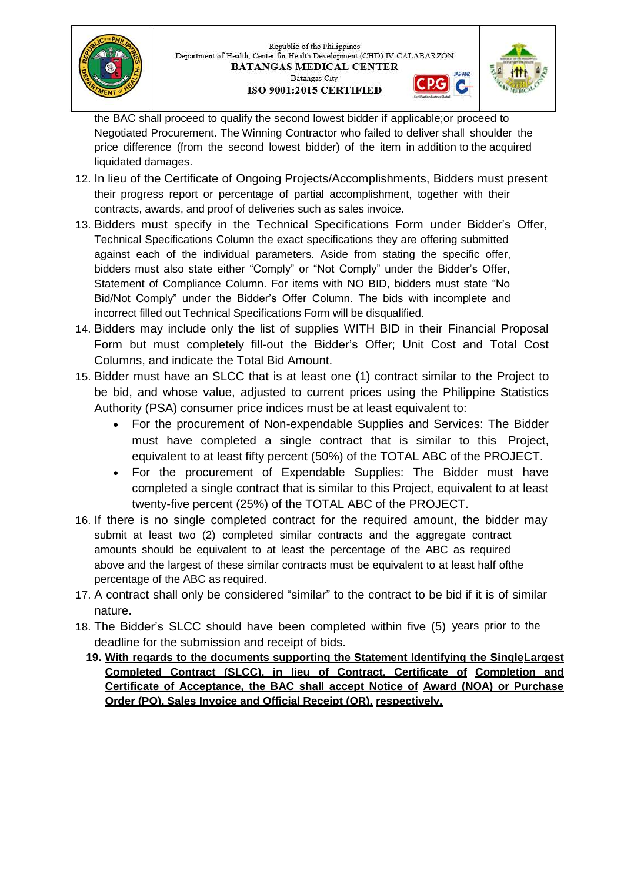the BAC shall proceed to qualify the second lowest bidder if applicable;or proceed to Negotiated Procurement. The Winning Contractor who failed to deliver shall shoulder the price difference (from the second lowest bidder) of the item in addition to the acquired liquidated damages.

12. In lieu of the Certificate of Ongoing Projects/Accomplishments, Bidders must present their progress report or percentage of partial accomplishment, together with their contracts, awards, and proof of deliveries such as sales invoice.
13. Bidders must specify in the Technical Specifications Form under Bidder's Offer, Technical Specifications Column the exact specifications they are offering submitted against each of the individual parameters. Aside from stating the specific offer, bidders must also state either "Comply" or "Not Comply" under the Bidder's Offer, Statement of Compliance Column. For items with NO BID, bidders must state "No Bid/Not Comply" under the Bidder's Offer Column. The bids with incomplete and incorrect filled out Technical Specifications Form will be disqualified.
14. Bidders may include only the list of supplies WITH BID in their Financial Proposal Form but must completely fill-out the Bidder's Offer; Unit Cost and Total Cost Columns, and indicate the Total Bid Amount.
15. Bidder must have an SLCC that is at least one (1) contract similar to the Project to be bid, and whose value, adjusted to current prices using the Philippine Statistics Authority (PSA) consumer price indices must be at least equivalent to:
    - For the procurement of Non-expendable Supplies and Services: The Bidder must have completed a single contract that is similar to this Project, equivalent to at least fifty percent (50%) of the TOTAL ABC of the PROJECT.
    - For the procurement of Expendable Supplies: The Bidder must have completed a single contract that is similar to this Project, equivalent to at least twenty-five percent (25%) of the TOTAL ABC of the PROJECT.
16. If there is no single completed contract for the required amount, the bidder may submit at least two (2) completed similar contracts and the aggregate contract amounts should be equivalent to at least the percentage of the ABC as required above and the largest of these similar contracts must be equivalent to at least half ofthe percentage of the ABC as required.
17. A contract shall only be considered "similar" to the contract to be bid if it is of similar nature.
18. The Bidder's SLCC should have been completed within five (5) years prior to the deadline for the submission and receipt of bids.
19. **<u>With regards to the documents supporting the Statement Identifying the SingleLargest Completed Contract (SLCC), in lieu of Contract, Certificate of Completion and Certificate of Acceptance, the BAC shall accept Notice of Award (NOA) or Purchase Order (PO), Sales Invoice and Official Receipt (OR), respectively.</u>**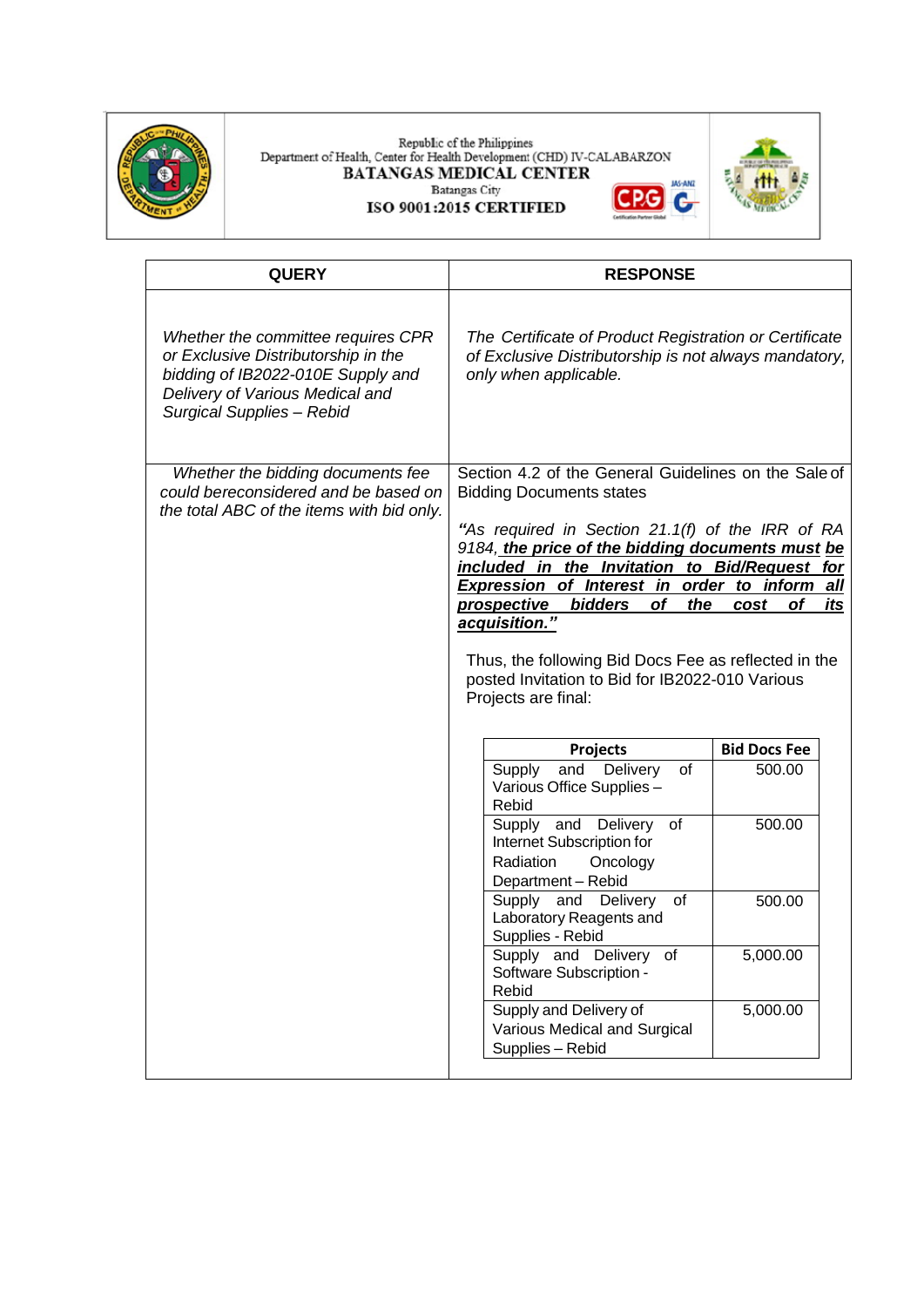Republic of the Philippines
Department of Health, Center for Health Development (CHD) IV-CALABARZON
**BATANGAS MEDICAL CENTER**
Batangas City
**ISO 9001:2015 CERTIFIED**

| QUERY | RESPONSE |
|---|---|
| *Whether the committee requires CPR or Exclusive Distributorship in the bidding of IB2022-010E Supply and Delivery of Various Medical and Surgical Supplies – Rebid* | *The Certificate of Product Registration or Certificate of Exclusive Distributorship is not always mandatory, only when applicable.* |
| *Whether the bidding documents fee could bereconsidered and be based on the total ABC of the items with bid only.* | Section 4.2 of the General Guidelines on the Sale of Bidding Documents states<br><br>*"As required in Section 21.1(f) of the IRR of RA 9184, **the price of the bidding documents must be included in the Invitation to Bid/Request for Expression of Interest in order to inform all prospective bidders of the cost of its acquisition."***<br><br>Thus, the following Bid Docs Fee as reflected in the posted Invitation to Bid for IB2022-010 Various Projects are final:<br><br>**Projects** — **Bid Docs Fee**<br>Supply and Delivery of Various Office Supplies – Rebid — 500.00<br>Supply and Delivery of Internet Subscription for Radiation Oncology Department – Rebid — 500.00<br>Supply and Delivery of Laboratory Reagents and Supplies - Rebid — 500.00<br>Supply and Delivery of Software Subscription - Rebid — 5,000.00<br>Supply and Delivery of Various Medical and Surgical Supplies – Rebid — 5,000.00 |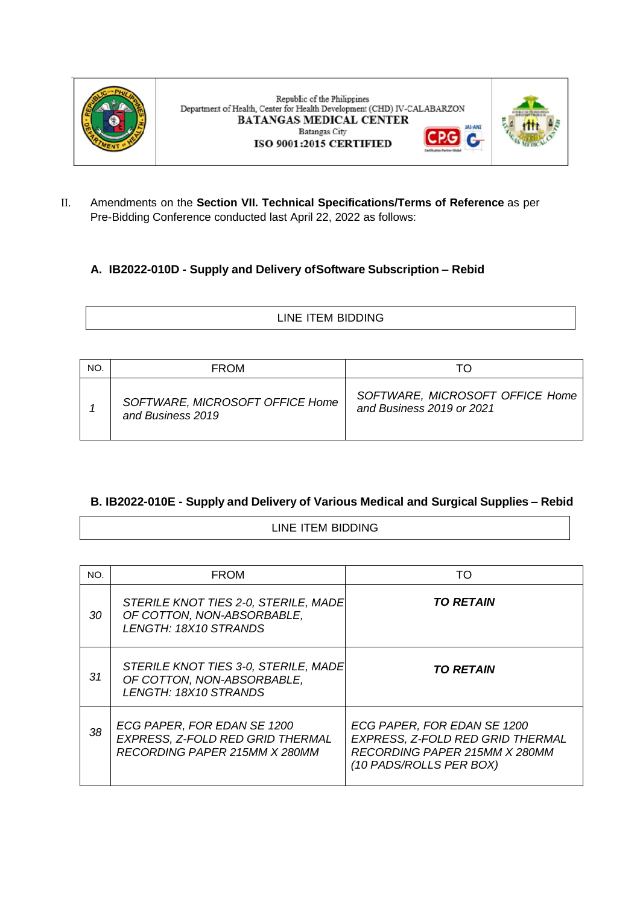Republic of the Philippines
Department of Health, Center for Health Development (CHD) IV-CALABARZON
**BATANGAS MEDICAL CENTER**
Batangas City
**ISO 9001:2015 CERTIFIED**

II. Amendments on the **Section VII. Technical Specifications/Terms of Reference** as per Pre-Bidding Conference conducted last April 22, 2022 as follows:

### A. IB2022-010D - Supply and Delivery of Software Subscription – Rebid

| LINE ITEM BIDDING |
|---|

| NO. | FROM | TO |
|---|---|---|
| *1* | *SOFTWARE, MICROSOFT OFFICE Home and Business 2019* | *SOFTWARE, MICROSOFT OFFICE Home and Business 2019 or 2021* |

### B. IB2022-010E - Supply and Delivery of Various Medical and Surgical Supplies – Rebid

| LINE ITEM BIDDING |
|---|

| NO. | FROM | TO |
|---|---|---|
| *30* | *STERILE KNOT TIES 2-0, STERILE, MADE OF COTTON, NON-ABSORBABLE, LENGTH: 18X10 STRANDS* | ***TO RETAIN*** |
| *31* | *STERILE KNOT TIES 3-0, STERILE, MADE OF COTTON, NON-ABSORBABLE, LENGTH: 18X10 STRANDS* | ***TO RETAIN*** |
| *38* | *ECG PAPER, FOR EDAN SE 1200 EXPRESS, Z-FOLD RED GRID THERMAL RECORDING PAPER 215MM X 280MM* | *ECG PAPER, FOR EDAN SE 1200 EXPRESS, Z-FOLD RED GRID THERMAL RECORDING PAPER 215MM X 280MM (10 PADS/ROLLS PER BOX)* |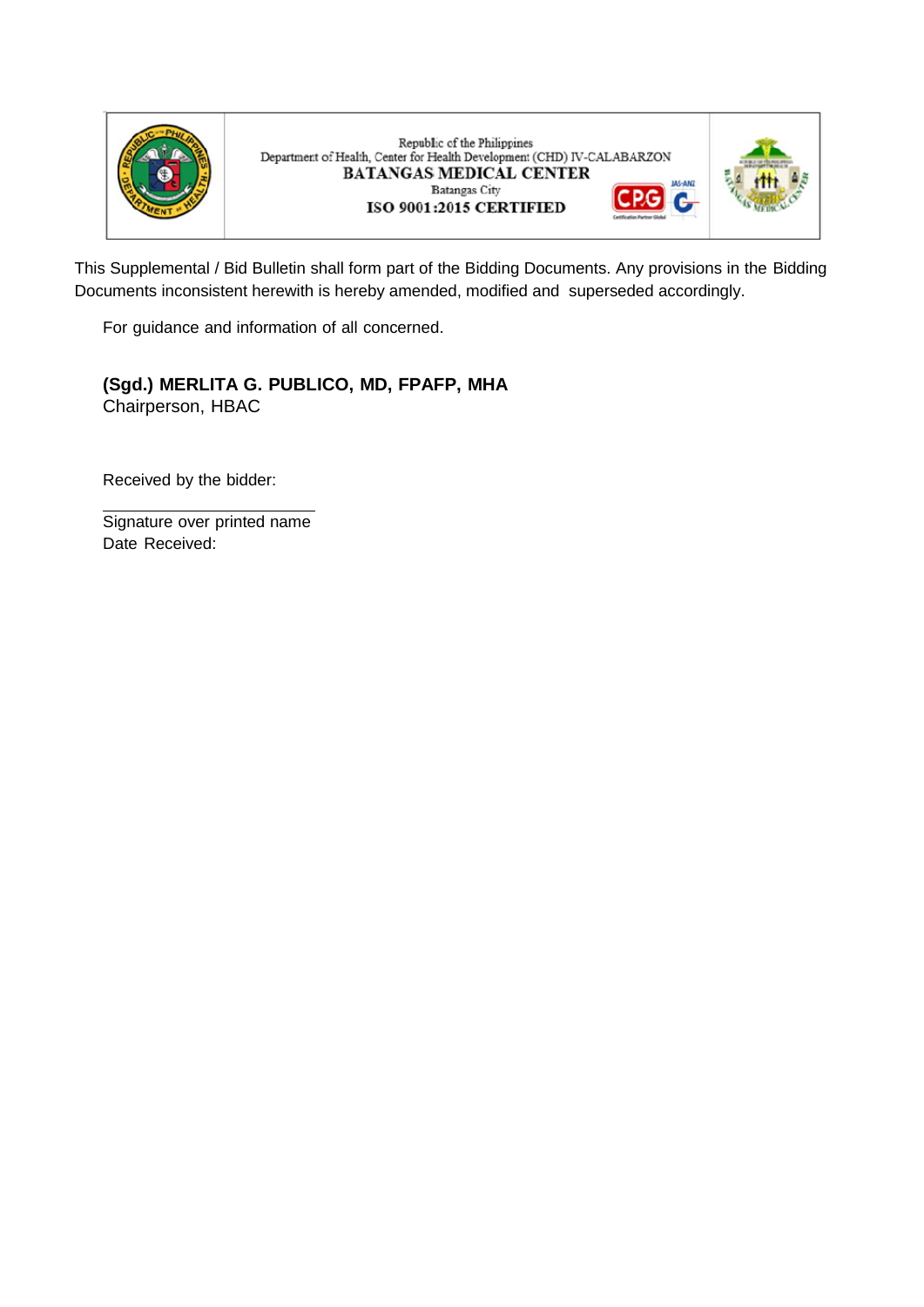Republic of the Philippines
Department of Health, Center for Health Development (CHD) IV-CALABARZON
**BATANGAS MEDICAL CENTER**
Batangas City
**ISO 9001:2015 CERTIFIED**

This Supplemental / Bid Bulletin shall form part of the Bidding Documents. Any provisions in the Bidding Documents inconsistent herewith is hereby amended, modified and superseded accordingly.

For guidance and information of all concerned.

**(Sgd.) MERLITA G. PUBLICO, MD, FPAFP, MHA**
Chairperson, HBAC

Received by the bidder:

\_\_\_\_\_\_\_\_\_\_\_\_\_\_\_\_\_\_\_\_\_\_\_\_\_\_\_\_
Signature over printed name
Date Received: